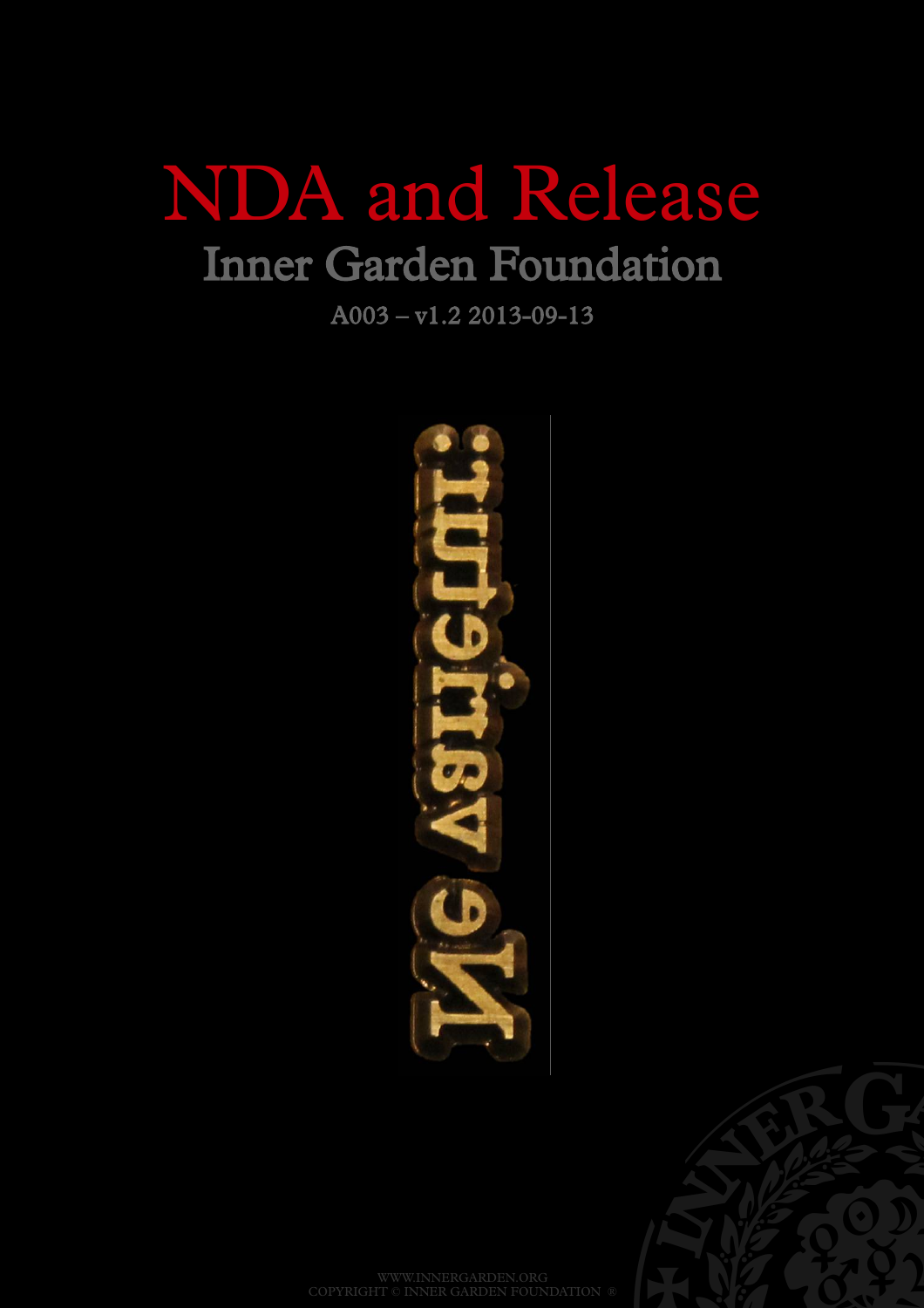# NDA and Release

## Inner Garden Foundation

A003 – v1.2 2013-09-13

WWW.INNERGARDEN.ORG
COPYRIGHT © INNER GARDEN FOUNDATION ®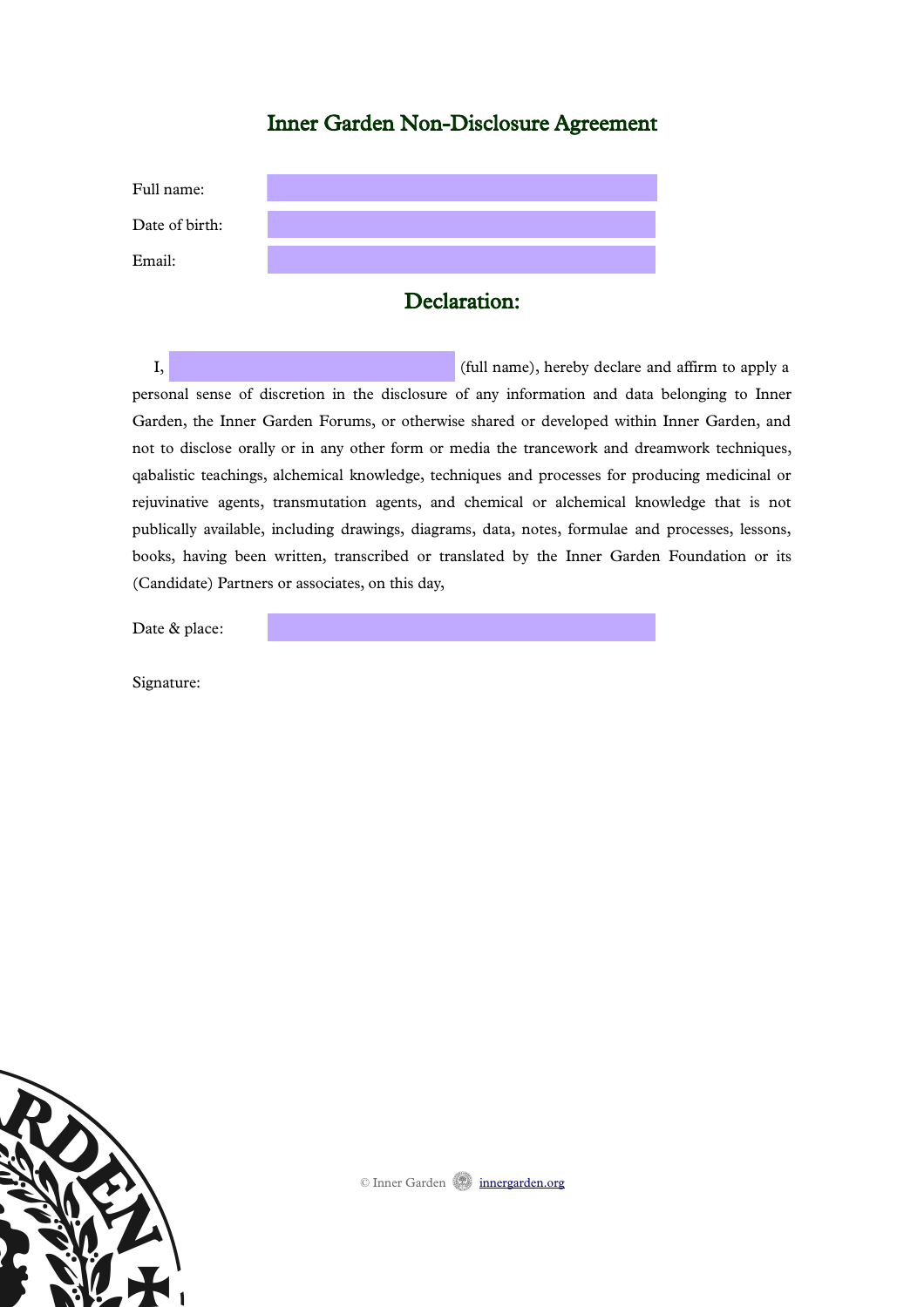# Inner Garden Non-Disclosure Agreement

Full name: 

Date of birth: 

Email: 

## Declaration:

I, ____________________ (full name), hereby declare and affirm to apply a personal sense of discretion in the disclosure of any information and data belonging to Inner Garden, the Inner Garden Forums, or otherwise shared or developed within Inner Garden, and not to disclose orally or in any other form or media the trancework and dreamwork techniques, qabalistic teachings, alchemical knowledge, techniques and processes for producing medicinal or rejuvinative agents, transmutation agents, and chemical or alchemical knowledge that is not publically available, including drawings, diagrams, data, notes, formulae and processes, lessons, books, having been written, transcribed or translated by the Inner Garden Foundation or its (Candidate) Partners or associates, on this day,

Date & place: 

Signature:

© Inner Garden innergarden.org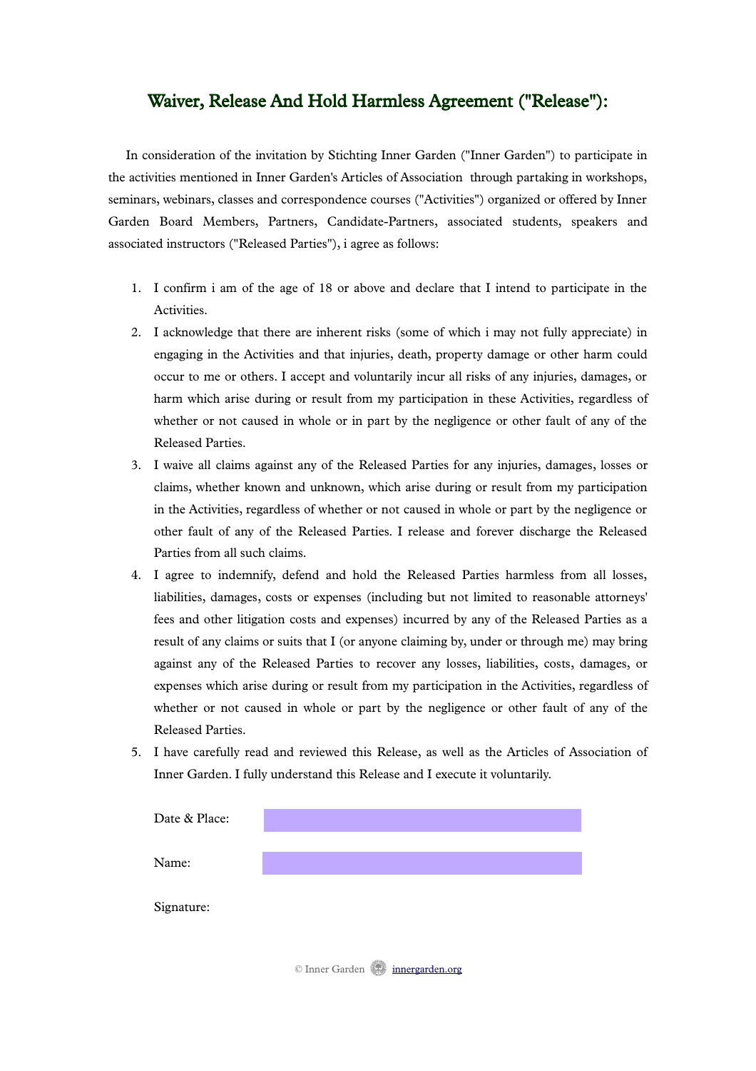# Waiver, Release And Hold Harmless Agreement ("Release"):

In consideration of the invitation by Stichting Inner Garden ("Inner Garden") to participate in the activities mentioned in Inner Garden's Articles of Association through partaking in workshops, seminars, webinars, classes and correspondence courses ("Activities") organized or offered by Inner Garden Board Members, Partners, Candidate-Partners, associated students, speakers and associated instructors ("Released Parties"), i agree as follows:

1. I confirm i am of the age of 18 or above and declare that I intend to participate in the Activities.
2. I acknowledge that there are inherent risks (some of which i may not fully appreciate) in engaging in the Activities and that injuries, death, property damage or other harm could occur to me or others. I accept and voluntarily incur all risks of any injuries, damages, or harm which arise during or result from my participation in these Activities, regardless of whether or not caused in whole or in part by the negligence or other fault of any of the Released Parties.
3. I waive all claims against any of the Released Parties for any injuries, damages, losses or claims, whether known and unknown, which arise during or result from my participation in the Activities, regardless of whether or not caused in whole or part by the negligence or other fault of any of the Released Parties. I release and forever discharge the Released Parties from all such claims.
4. I agree to indemnify, defend and hold the Released Parties harmless from all losses, liabilities, damages, costs or expenses (including but not limited to reasonable attorneys' fees and other litigation costs and expenses) incurred by any of the Released Parties as a result of any claims or suits that I (or anyone claiming by, under or through me) may bring against any of the Released Parties to recover any losses, liabilities, costs, damages, or expenses which arise during or result from my participation in the Activities, regardless of whether or not caused in whole or part by the negligence or other fault of any of the Released Parties.
5. I have carefully read and reviewed this Release, as well as the Articles of Association of Inner Garden. I fully understand this Release and I execute it voluntarily.

Date & Place:

Name:

Signature: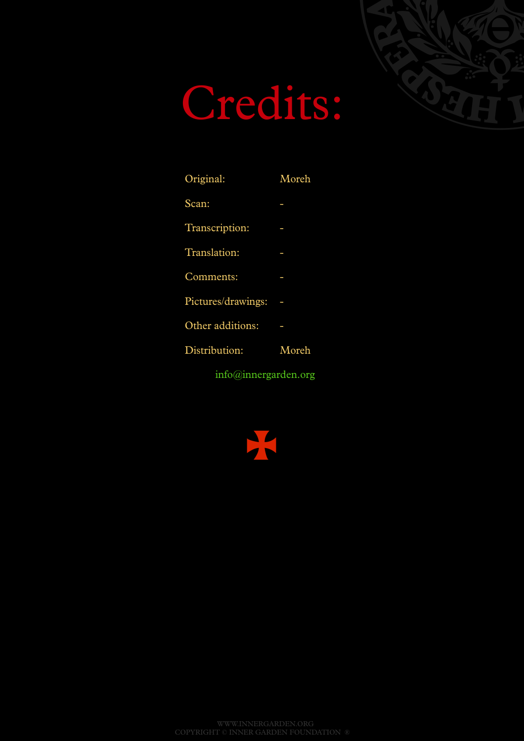# Credits:

| | |
|---|---|
| Original: | Moreh |
| Scan: | - |
| Transcription: | - |
| Translation: | - |
| Comments: | - |
| Pictures/drawings: | - |
| Other additions: | - |
| Distribution: | Moreh |

info@innergarden.org

✠

WWW.INNERGARDEN.ORG
COPYRIGHT © INNER GARDEN FOUNDATION ®